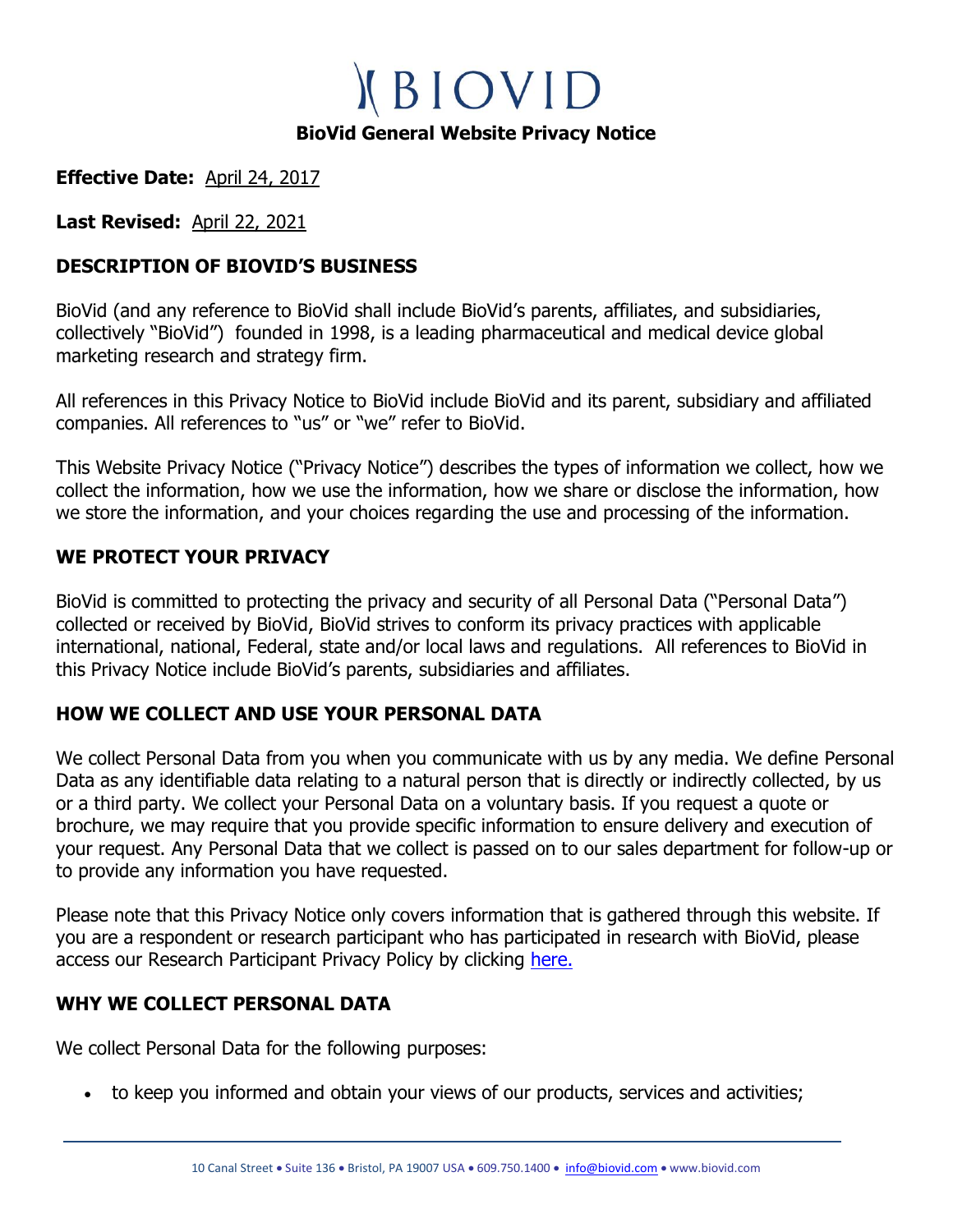# BIOVID

## BioVid General Website Privacy Notice

**Effective Date:** April 24, 2017

**Last Revised:** April 22, 2021

### DESCRIPTION OF BIOVID'S BUSINESS

BioVid (and any reference to BioVid shall include BioVid's parents, affiliates, and subsidiaries, collectively "BioVid") founded in 1998, is a leading pharmaceutical and medical device global marketing research and strategy firm.

All references in this Privacy Notice to BioVid include BioVid and its parent, subsidiary and affiliated companies. All references to "us" or "we" refer to BioVid.

This Website Privacy Notice ("Privacy Notice") describes the types of information we collect, how we collect the information, how we use the information, how we share or disclose the information, how we store the information, and your choices regarding the use and processing of the information.

### WE PROTECT YOUR PRIVACY

BioVid is committed to protecting the privacy and security of all Personal Data ("Personal Data") collected or received by BioVid, BioVid strives to conform its privacy practices with applicable international, national, Federal, state and/or local laws and regulations. All references to BioVid in this Privacy Notice include BioVid's parents, subsidiaries and affiliates.

### HOW WE COLLECT AND USE YOUR PERSONAL DATA

We collect Personal Data from you when you communicate with us by any media. We define Personal Data as any identifiable data relating to a natural person that is directly or indirectly collected, by us or a third party. We collect your Personal Data on a voluntary basis. If you request a quote or brochure, we may require that you provide specific information to ensure delivery and execution of your request. Any Personal Data that we collect is passed on to our sales department for follow-up or to provide any information you have requested.

Please note that this Privacy Notice only covers information that is gathered through this website. If you are a respondent or research participant who has participated in research with BioVid, please access our Research Participant Privacy Policy by clicking here.

### WHY WE COLLECT PERSONAL DATA

We collect Personal Data for the following purposes:

- to keep you informed and obtain your views of our products, services and activities;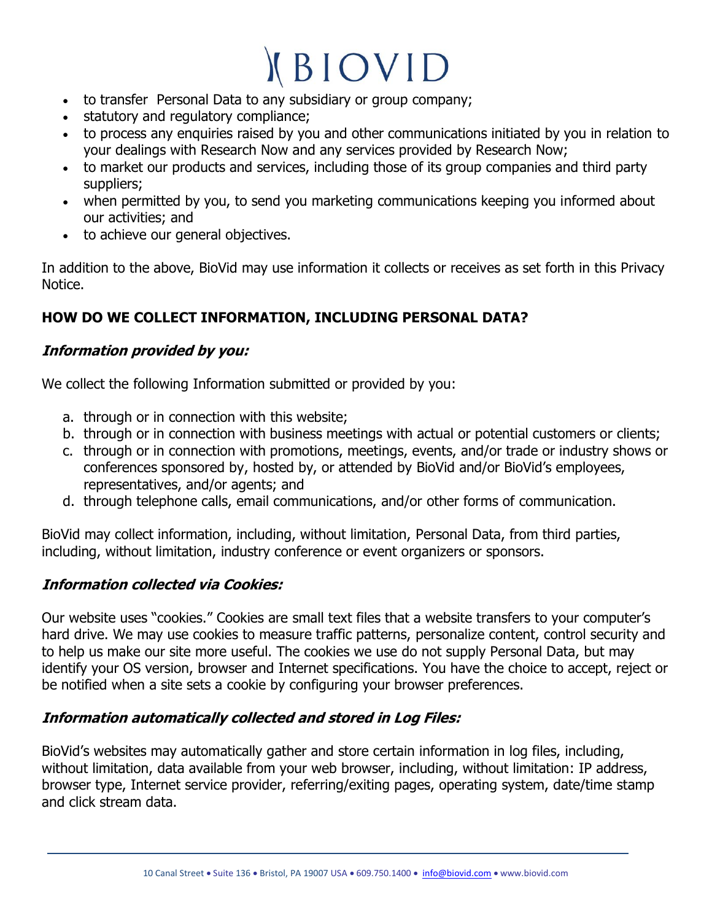- to transfer Personal Data to any subsidiary or group company;
- statutory and regulatory compliance;
- to process any enquiries raised by you and other communications initiated by you in relation to your dealings with Research Now and any services provided by Research Now;
- to market our products and services, including those of its group companies and third party suppliers;
- when permitted by you, to send you marketing communications keeping you informed about our activities; and
- to achieve our general objectives.

In addition to the above, BioVid may use information it collects or receives as set forth in this Privacy Notice.

## HOW DO WE COLLECT INFORMATION, INCLUDING PERSONAL DATA?

### *Information provided by you:*

We collect the following Information submitted or provided by you:

a. through or in connection with this website;
b. through or in connection with business meetings with actual or potential customers or clients;
c. through or in connection with promotions, meetings, events, and/or trade or industry shows or conferences sponsored by, hosted by, or attended by BioVid and/or BioVid's employees, representatives, and/or agents; and
d. through telephone calls, email communications, and/or other forms of communication.

BioVid may collect information, including, without limitation, Personal Data, from third parties, including, without limitation, industry conference or event organizers or sponsors.

### *Information collected via Cookies:*

Our website uses "cookies." Cookies are small text files that a website transfers to your computer's hard drive. We may use cookies to measure traffic patterns, personalize content, control security and to help us make our site more useful. The cookies we use do not supply Personal Data, but may identify your OS version, browser and Internet specifications. You have the choice to accept, reject or be notified when a site sets a cookie by configuring your browser preferences.

### *Information automatically collected and stored in Log Files:*

BioVid's websites may automatically gather and store certain information in log files, including, without limitation, data available from your web browser, including, without limitation: IP address, browser type, Internet service provider, referring/exiting pages, operating system, date/time stamp and click stream data.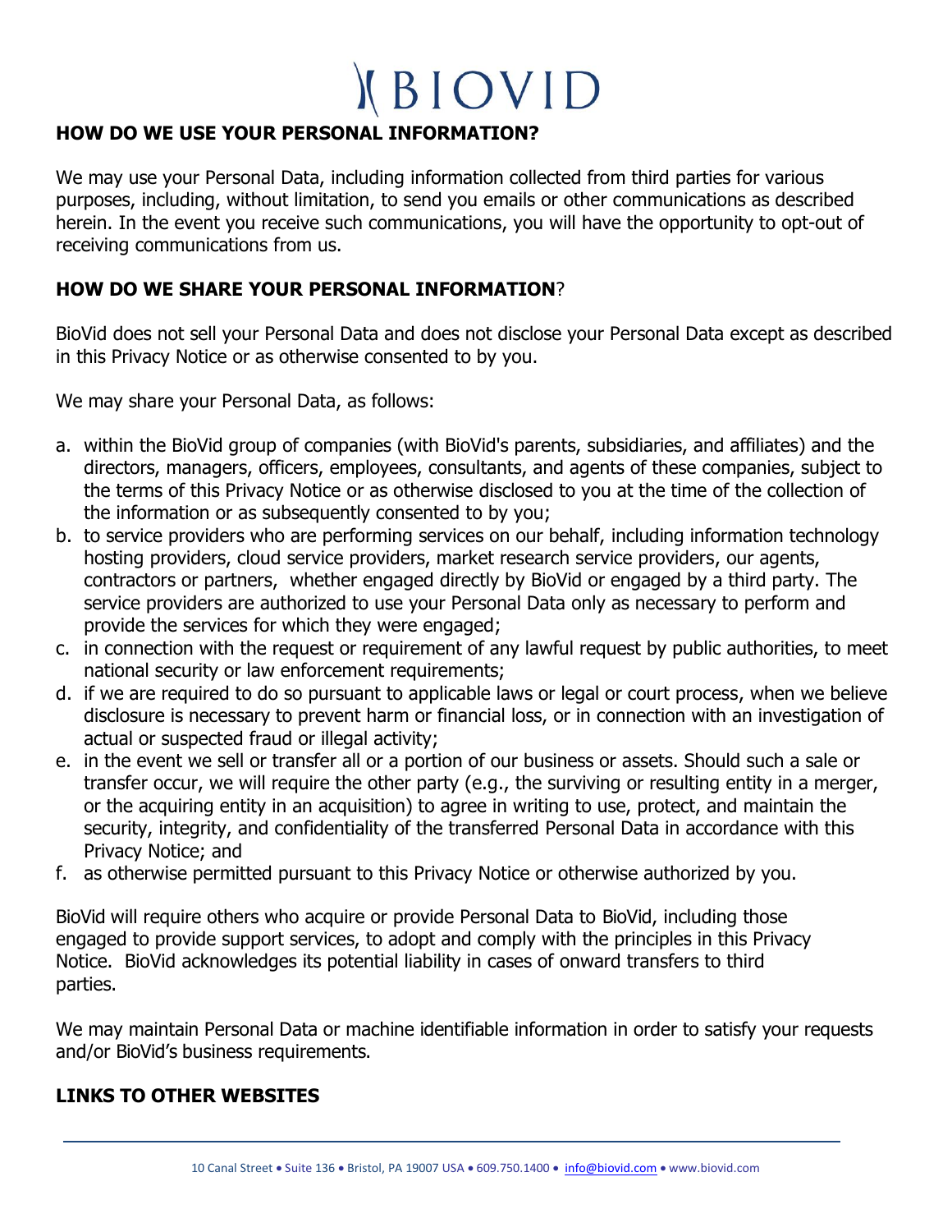## HOW DO WE USE YOUR PERSONAL INFORMATION?

We may use your Personal Data, including information collected from third parties for various purposes, including, without limitation, to send you emails or other communications as described herein. In the event you receive such communications, you will have the opportunity to opt-out of receiving communications from us.

## HOW DO WE SHARE YOUR PERSONAL INFORMATION?

BioVid does not sell your Personal Data and does not disclose your Personal Data except as described in this Privacy Notice or as otherwise consented to by you.

We may share your Personal Data, as follows:

a. within the BioVid group of companies (with BioVid's parents, subsidiaries, and affiliates) and the directors, managers, officers, employees, consultants, and agents of these companies, subject to the terms of this Privacy Notice or as otherwise disclosed to you at the time of the collection of the information or as subsequently consented to by you;
b. to service providers who are performing services on our behalf, including information technology hosting providers, cloud service providers, market research service providers, our agents, contractors or partners, whether engaged directly by BioVid or engaged by a third party. The service providers are authorized to use your Personal Data only as necessary to perform and provide the services for which they were engaged;
c. in connection with the request or requirement of any lawful request by public authorities, to meet national security or law enforcement requirements;
d. if we are required to do so pursuant to applicable laws or legal or court process, when we believe disclosure is necessary to prevent harm or financial loss, or in connection with an investigation of actual or suspected fraud or illegal activity;
e. in the event we sell or transfer all or a portion of our business or assets. Should such a sale or transfer occur, we will require the other party (e.g., the surviving or resulting entity in a merger, or the acquiring entity in an acquisition) to agree in writing to use, protect, and maintain the security, integrity, and confidentiality of the transferred Personal Data in accordance with this Privacy Notice; and
f. as otherwise permitted pursuant to this Privacy Notice or otherwise authorized by you.

BioVid will require others who acquire or provide Personal Data to BioVid, including those engaged to provide support services, to adopt and comply with the principles in this Privacy Notice. BioVid acknowledges its potential liability in cases of onward transfers to third parties.

We may maintain Personal Data or machine identifiable information in order to satisfy your requests and/or BioVid's business requirements.

## LINKS TO OTHER WEBSITES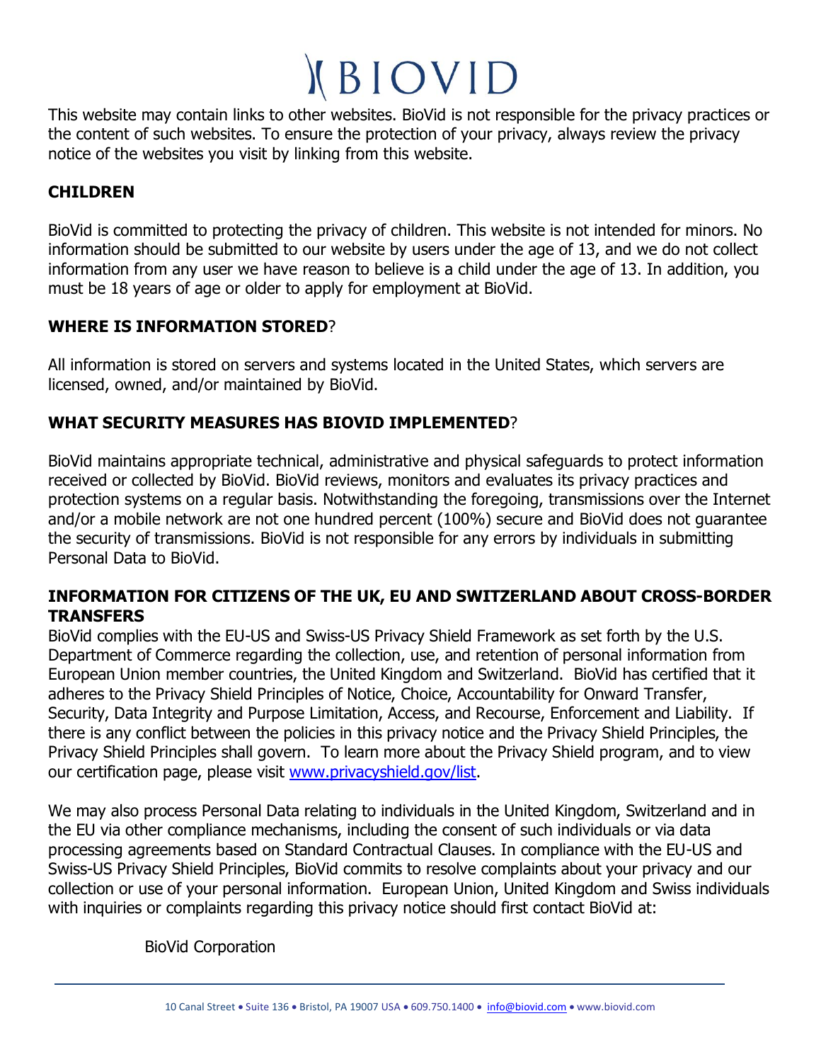This website may contain links to other websites. BioVid is not responsible for the privacy practices or the content of such websites. To ensure the protection of your privacy, always review the privacy notice of the websites you visit by linking from this website.

## CHILDREN

BioVid is committed to protecting the privacy of children. This website is not intended for minors. No information should be submitted to our website by users under the age of 13, and we do not collect information from any user we have reason to believe is a child under the age of 13. In addition, you must be 18 years of age or older to apply for employment at BioVid.

## WHERE IS INFORMATION STORED?

All information is stored on servers and systems located in the United States, which servers are licensed, owned, and/or maintained by BioVid.

## WHAT SECURITY MEASURES HAS BIOVID IMPLEMENTED?

BioVid maintains appropriate technical, administrative and physical safeguards to protect information received or collected by BioVid. BioVid reviews, monitors and evaluates its privacy practices and protection systems on a regular basis. Notwithstanding the foregoing, transmissions over the Internet and/or a mobile network are not one hundred percent (100%) secure and BioVid does not guarantee the security of transmissions. BioVid is not responsible for any errors by individuals in submitting Personal Data to BioVid.

## INFORMATION FOR CITIZENS OF THE UK, EU AND SWITZERLAND ABOUT CROSS-BORDER TRANSFERS

BioVid complies with the EU-US and Swiss-US Privacy Shield Framework as set forth by the U.S. Department of Commerce regarding the collection, use, and retention of personal information from European Union member countries, the United Kingdom and Switzerland. BioVid has certified that it adheres to the Privacy Shield Principles of Notice, Choice, Accountability for Onward Transfer, Security, Data Integrity and Purpose Limitation, Access, and Recourse, Enforcement and Liability. If there is any conflict between the policies in this privacy notice and the Privacy Shield Principles, the Privacy Shield Principles shall govern. To learn more about the Privacy Shield program, and to view our certification page, please visit www.privacyshield.gov/list.

We may also process Personal Data relating to individuals in the United Kingdom, Switzerland and in the EU via other compliance mechanisms, including the consent of such individuals or via data processing agreements based on Standard Contractual Clauses. In compliance with the EU-US and Swiss-US Privacy Shield Principles, BioVid commits to resolve complaints about your privacy and our collection or use of your personal information. European Union, United Kingdom and Swiss individuals with inquiries or complaints regarding this privacy notice should first contact BioVid at:

BioVid Corporation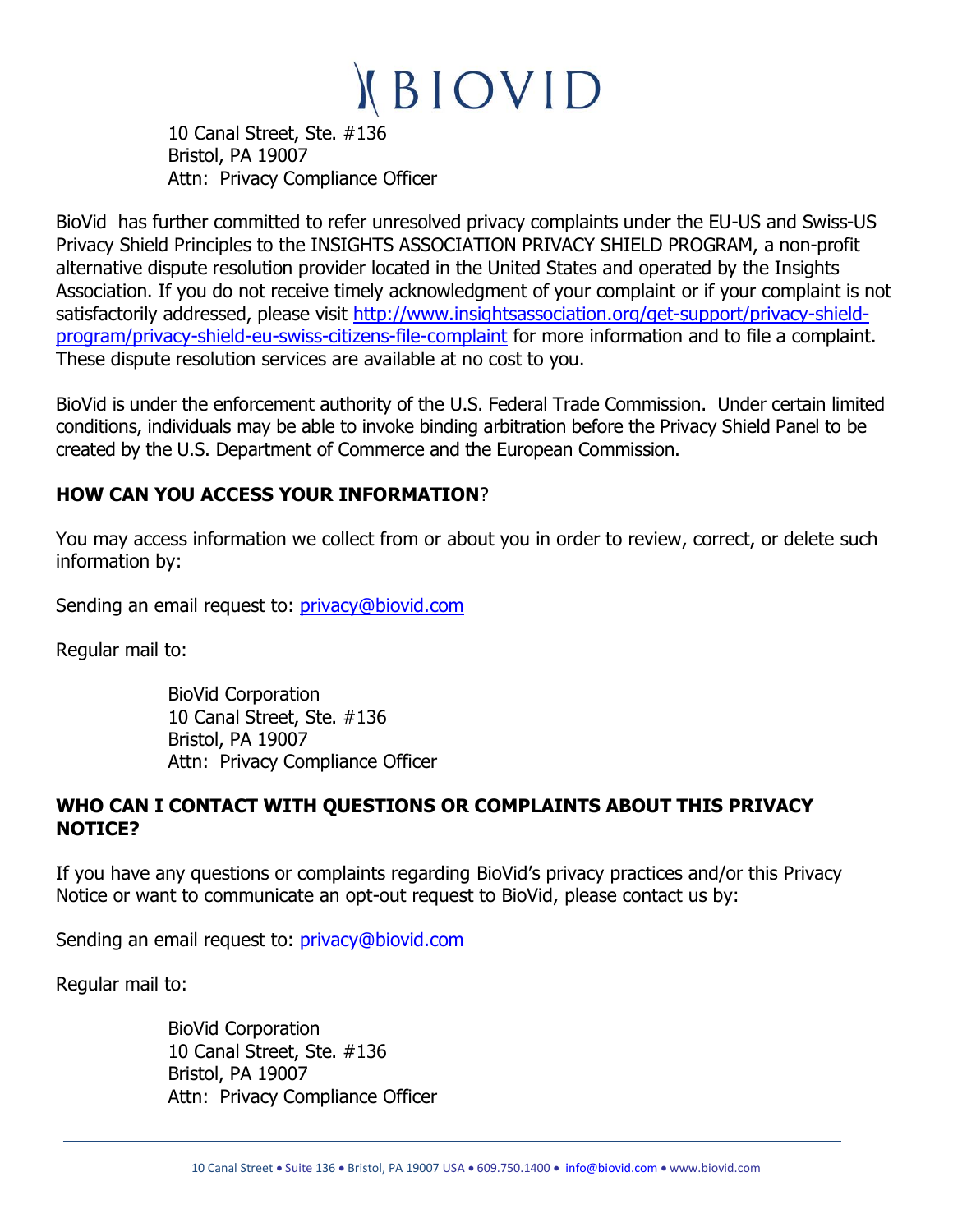10 Canal Street, Ste. #136
Bristol, PA 19007
Attn: Privacy Compliance Officer

BioVid has further committed to refer unresolved privacy complaints under the EU-US and Swiss-US Privacy Shield Principles to the INSIGHTS ASSOCIATION PRIVACY SHIELD PROGRAM, a non-profit alternative dispute resolution provider located in the United States and operated by the Insights Association. If you do not receive timely acknowledgment of your complaint or if your complaint is not satisfactorily addressed, please visit [http://www.insightsassociation.org/get-support/privacy-shield-program/privacy-shield-eu-swiss-citizens-file-complaint](http://www.insightsassociation.org/get-support/privacy-shield-program/privacy-shield-eu-swiss-citizens-file-complaint) for more information and to file a complaint. These dispute resolution services are available at no cost to you.

BioVid is under the enforcement authority of the U.S. Federal Trade Commission. Under certain limited conditions, individuals may be able to invoke binding arbitration before the Privacy Shield Panel to be created by the U.S. Department of Commerce and the European Commission.

## HOW CAN YOU ACCESS YOUR INFORMATION?

You may access information we collect from or about you in order to review, correct, or delete such information by:

Sending an email request to: [privacy@biovid.com](mailto:privacy@biovid.com)

Regular mail to:

BioVid Corporation
10 Canal Street, Ste. #136
Bristol, PA 19007
Attn: Privacy Compliance Officer

## WHO CAN I CONTACT WITH QUESTIONS OR COMPLAINTS ABOUT THIS PRIVACY NOTICE?

If you have any questions or complaints regarding BioVid's privacy practices and/or this Privacy Notice or want to communicate an opt-out request to BioVid, please contact us by:

Sending an email request to: [privacy@biovid.com](mailto:privacy@biovid.com)

Regular mail to:

BioVid Corporation
10 Canal Street, Ste. #136
Bristol, PA 19007
Attn: Privacy Compliance Officer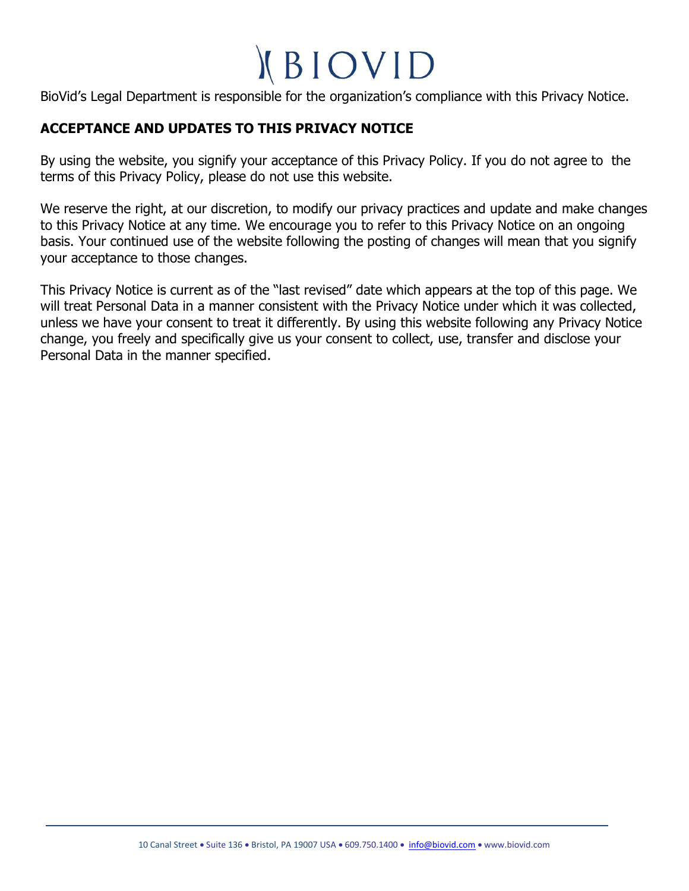BioVid's Legal Department is responsible for the organization's compliance with this Privacy Notice.

## ACCEPTANCE AND UPDATES TO THIS PRIVACY NOTICE

By using the website, you signify your acceptance of this Privacy Policy. If you do not agree to the terms of this Privacy Policy, please do not use this website.

We reserve the right, at our discretion, to modify our privacy practices and update and make changes to this Privacy Notice at any time. We encourage you to refer to this Privacy Notice on an ongoing basis. Your continued use of the website following the posting of changes will mean that you signify your acceptance to those changes.

This Privacy Notice is current as of the "last revised" date which appears at the top of this page. We will treat Personal Data in a manner consistent with the Privacy Notice under which it was collected, unless we have your consent to treat it differently. By using this website following any Privacy Notice change, you freely and specifically give us your consent to collect, use, transfer and disclose your Personal Data in the manner specified.